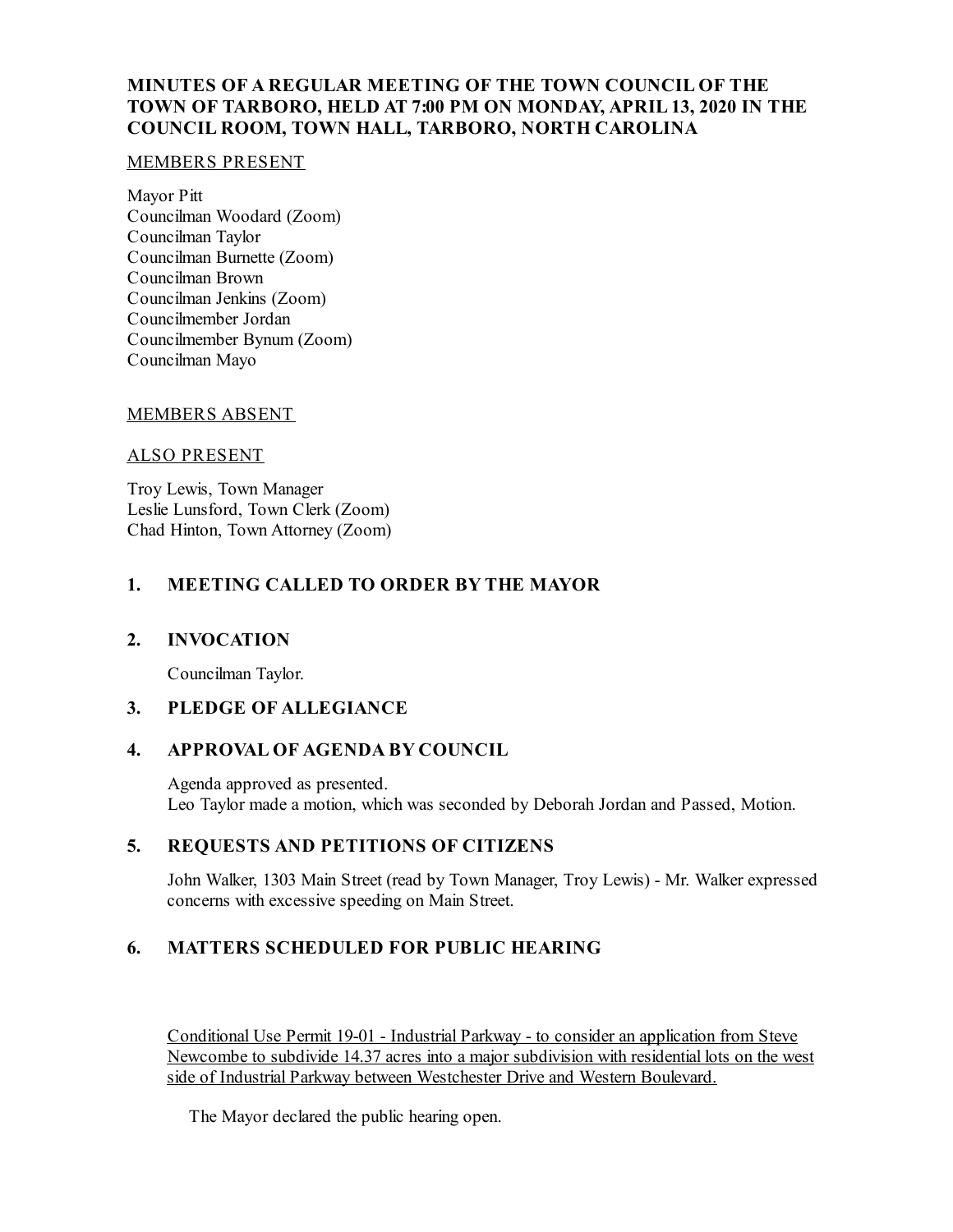# MINUTES OF A REGULAR MEETING OF THE TOWN COUNCIL OF THE TOWN OF TARBORO, HELD AT 7:00 PM ON MONDAY, APRIL 13, 2020 IN THE COUNCIL ROOM, TOWN HALL, TARBORO, NORTH CAROLINA

MEMBERS PRESENT

Mayor Pitt
Councilman Woodard (Zoom)
Councilman Taylor
Councilman Burnette (Zoom)
Councilman Brown
Councilman Jenkins (Zoom)
Councilmember Jordan
Councilmember Bynum (Zoom)
Councilman Mayo

MEMBERS ABSENT

ALSO PRESENT

Troy Lewis, Town Manager
Leslie Lunsford, Town Clerk (Zoom)
Chad Hinton, Town Attorney (Zoom)

## 1. MEETING CALLED TO ORDER BY THE MAYOR

## 2. INVOCATION

Councilman Taylor.

## 3. PLEDGE OF ALLEGIANCE

## 4. APPROVAL OF AGENDA BY COUNCIL

Agenda approved as presented.
Leo Taylor made a motion, which was seconded by Deborah Jordan and Passed, Motion.

## 5. REQUESTS AND PETITIONS OF CITIZENS

John Walker, 1303 Main Street (read by Town Manager, Troy Lewis) - Mr. Walker expressed concerns with excessive speeding on Main Street.

## 6. MATTERS SCHEDULED FOR PUBLIC HEARING

Conditional Use Permit 19-01 - Industrial Parkway - to consider an application from Steve Newcombe to subdivide 14.37 acres into a major subdivision with residential lots on the west side of Industrial Parkway between Westchester Drive and Western Boulevard.

The Mayor declared the public hearing open.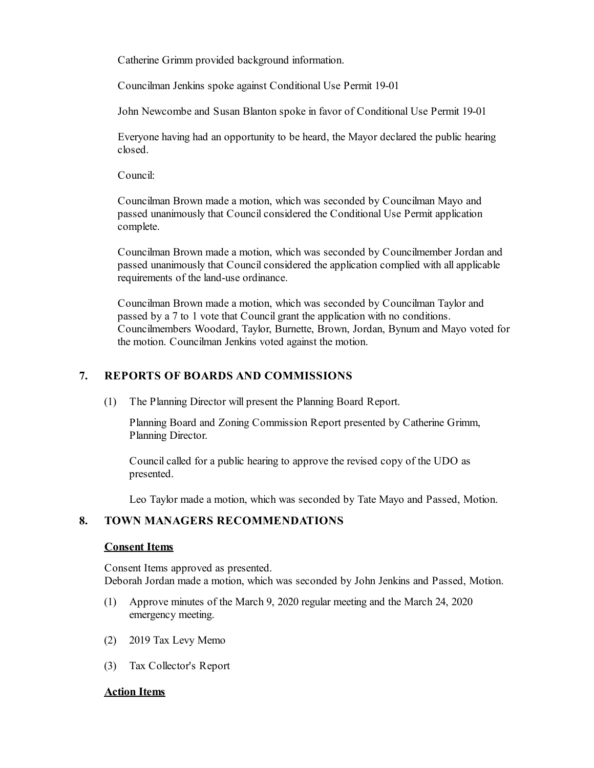Catherine Grimm provided background information.

Councilman Jenkins spoke against Conditional Use Permit 19-01

John Newcombe and Susan Blanton spoke in favor of Conditional Use Permit 19-01

Everyone having had an opportunity to be heard, the Mayor declared the public hearing closed.

Council:

Councilman Brown made a motion, which was seconded by Councilman Mayo and passed unanimously that Council considered the Conditional Use Permit application complete.

Councilman Brown made a motion, which was seconded by Councilmember Jordan and passed unanimously that Council considered the application complied with all applicable requirements of the land-use ordinance.

Councilman Brown made a motion, which was seconded by Councilman Taylor and passed by a 7 to 1 vote that Council grant the application with no conditions. Councilmembers Woodard, Taylor, Burnette, Brown, Jordan, Bynum and Mayo voted for the motion. Councilman Jenkins voted against the motion.

## 7. REPORTS OF BOARDS AND COMMISSIONS

(1) The Planning Director will present the Planning Board Report.

Planning Board and Zoning Commission Report presented by Catherine Grimm, Planning Director.

Council called for a public hearing to approve the revised copy of the UDO as presented.

Leo Taylor made a motion, which was seconded by Tate Mayo and Passed, Motion.

## 8. TOWN MANAGERS RECOMMENDATIONS

**Consent Items**

Consent Items approved as presented.
Deborah Jordan made a motion, which was seconded by John Jenkins and Passed, Motion.

(1) Approve minutes of the March 9, 2020 regular meeting and the March 24, 2020 emergency meeting.

(2) 2019 Tax Levy Memo

(3) Tax Collector's Report

**Action Items**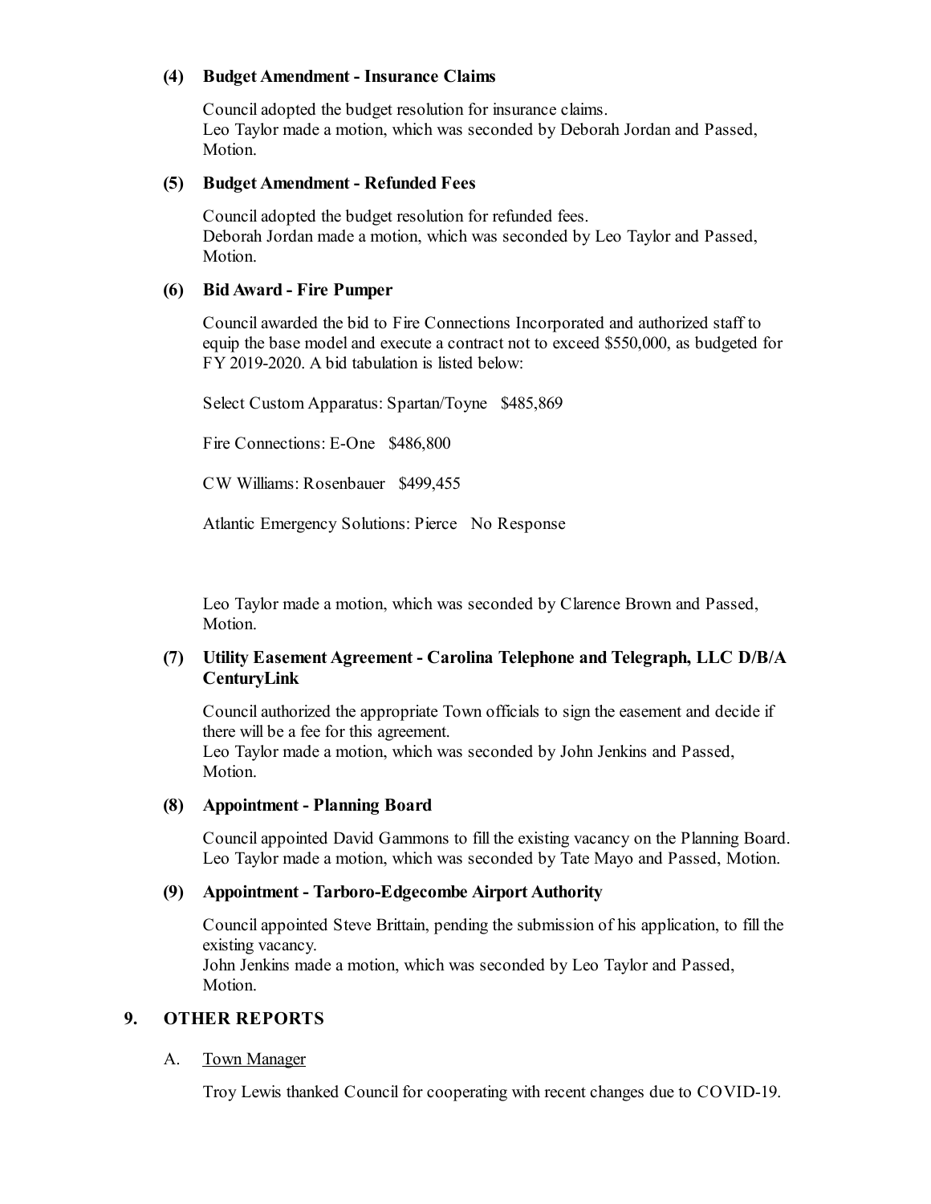#### (4) Budget Amendment - Insurance Claims

Council adopted the budget resolution for insurance claims.
Leo Taylor made a motion, which was seconded by Deborah Jordan and Passed, Motion.

#### (5) Budget Amendment - Refunded Fees

Council adopted the budget resolution for refunded fees.
Deborah Jordan made a motion, which was seconded by Leo Taylor and Passed, Motion.

#### (6) Bid Award - Fire Pumper

Council awarded the bid to Fire Connections Incorporated and authorized staff to equip the base model and execute a contract not to exceed $550,000, as budgeted for FY 2019-2020. A bid tabulation is listed below:

Select Custom Apparatus: Spartan/Toyne $485,869

Fire Connections: E-One $486,800

CW Williams: Rosenbauer $499,455

Atlantic Emergency Solutions: Pierce No Response

Leo Taylor made a motion, which was seconded by Clarence Brown and Passed, Motion.

#### (7) Utility Easement Agreement - Carolina Telephone and Telegraph, LLC D/B/A CenturyLink

Council authorized the appropriate Town officials to sign the easement and decide if there will be a fee for this agreement.
Leo Taylor made a motion, which was seconded by John Jenkins and Passed, Motion.

#### (8) Appointment - Planning Board

Council appointed David Gammons to fill the existing vacancy on the Planning Board.
Leo Taylor made a motion, which was seconded by Tate Mayo and Passed, Motion.

#### (9) Appointment - Tarboro-Edgecombe Airport Authority

Council appointed Steve Brittain, pending the submission of his application, to fill the existing vacancy.
John Jenkins made a motion, which was seconded by Leo Taylor and Passed, Motion.

## 9. OTHER REPORTS

A. Town Manager

Troy Lewis thanked Council for cooperating with recent changes due to COVID-19.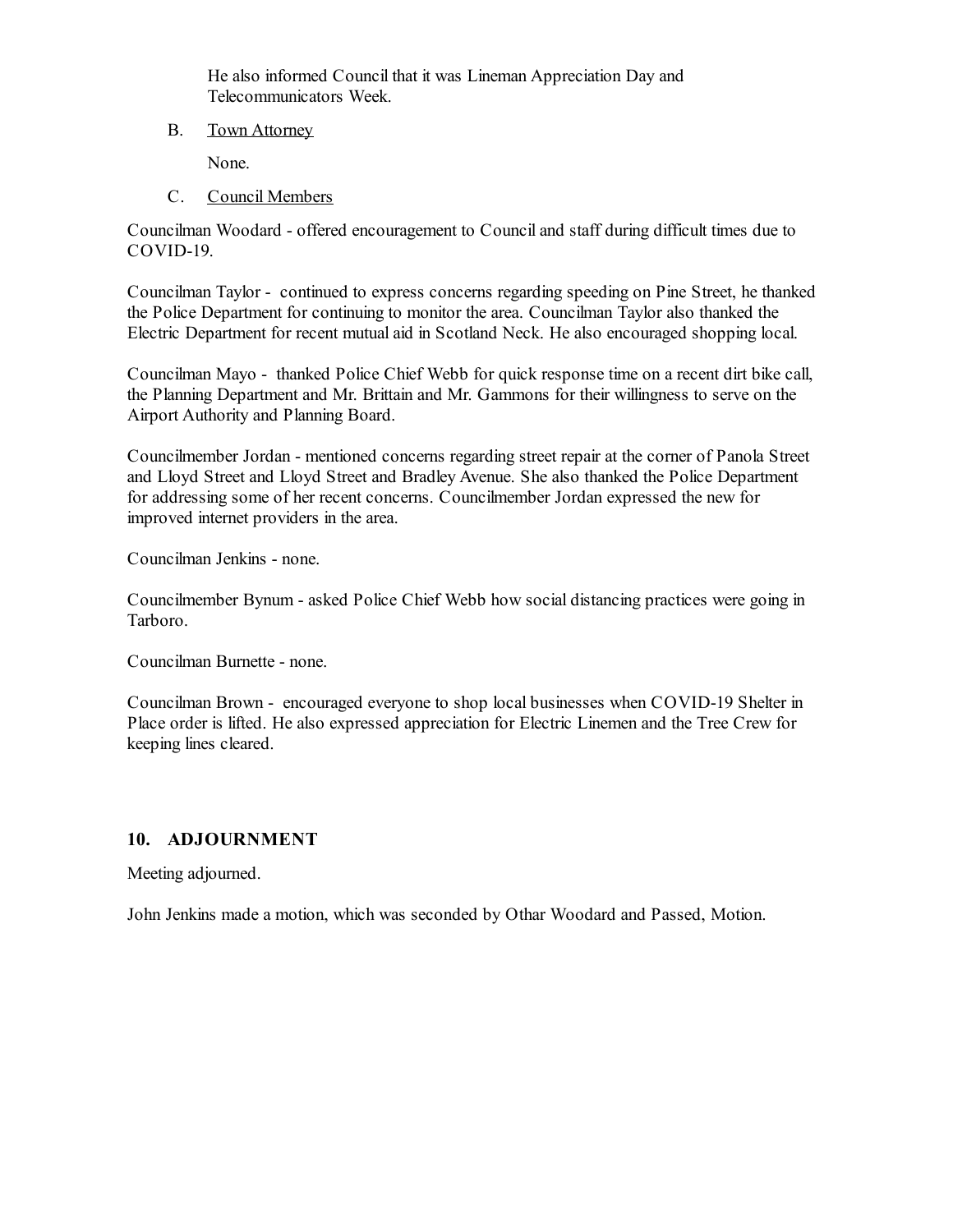He also informed Council that it was Lineman Appreciation Day and Telecommunicators Week.

B. Town Attorney

None.

C. Council Members

Councilman Woodard - offered encouragement to Council and staff during difficult times due to COVID-19.

Councilman Taylor - continued to express concerns regarding speeding on Pine Street, he thanked the Police Department for continuing to monitor the area. Councilman Taylor also thanked the Electric Department for recent mutual aid in Scotland Neck. He also encouraged shopping local.

Councilman Mayo - thanked Police Chief Webb for quick response time on a recent dirt bike call, the Planning Department and Mr. Brittain and Mr. Gammons for their willingness to serve on the Airport Authority and Planning Board.

Councilmember Jordan - mentioned concerns regarding street repair at the corner of Panola Street and Lloyd Street and Lloyd Street and Bradley Avenue. She also thanked the Police Department for addressing some of her recent concerns. Councilmember Jordan expressed the new for improved internet providers in the area.

Councilman Jenkins - none.

Councilmember Bynum - asked Police Chief Webb how social distancing practices were going in Tarboro.

Councilman Burnette - none.

Councilman Brown - encouraged everyone to shop local businesses when COVID-19 Shelter in Place order is lifted. He also expressed appreciation for Electric Linemen and the Tree Crew for keeping lines cleared.

## 10. ADJOURNMENT

Meeting adjourned.

John Jenkins made a motion, which was seconded by Othar Woodard and Passed, Motion.